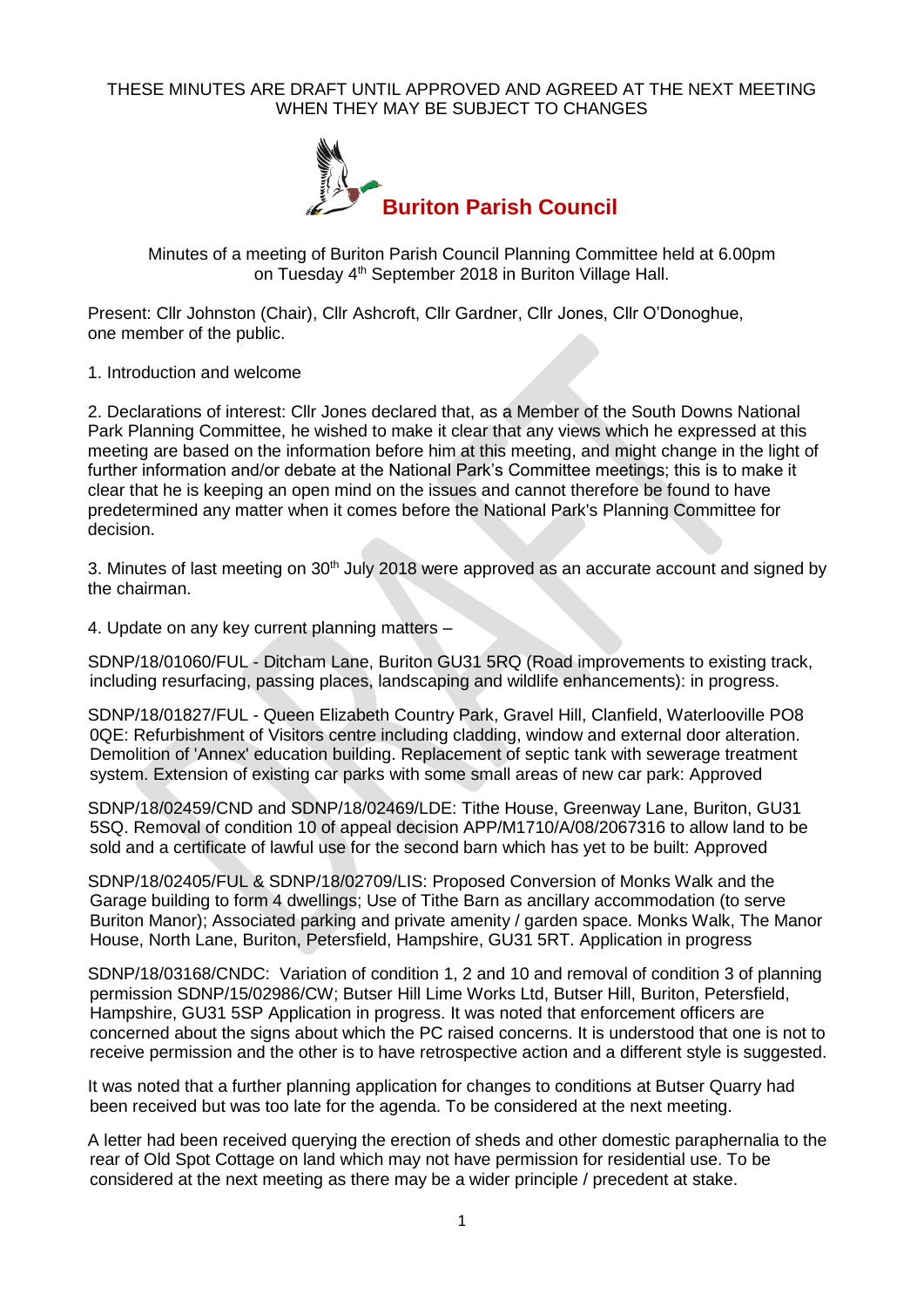THESE MINUTES ARE DRAFT UNTIL APPROVED AND AGREED AT THE NEXT MEETING WHEN THEY MAY BE SUBJECT TO CHANGES

# Buriton Parish Council

Minutes of a meeting of Buriton Parish Council Planning Committee held at 6.00pm on Tuesday 4th September 2018 in Buriton Village Hall.

Present: Cllr Johnston (Chair), Cllr Ashcroft, Cllr Gardner, Cllr Jones, Cllr O'Donoghue, one member of the public.

1. Introduction and welcome

2. Declarations of interest: Cllr Jones declared that, as a Member of the South Downs National Park Planning Committee, he wished to make it clear that any views which he expressed at this meeting are based on the information before him at this meeting, and might change in the light of further information and/or debate at the National Park's Committee meetings; this is to make it clear that he is keeping an open mind on the issues and cannot therefore be found to have predetermined any matter when it comes before the National Park's Planning Committee for decision.

3. Minutes of last meeting on 30th July 2018 were approved as an accurate account and signed by the chairman.

4. Update on any key current planning matters –

SDNP/18/01060/FUL - Ditcham Lane, Buriton GU31 5RQ (Road improvements to existing track, including resurfacing, passing places, landscaping and wildlife enhancements): in progress.

SDNP/18/01827/FUL - Queen Elizabeth Country Park, Gravel Hill, Clanfield, Waterlooville PO8 0QE: Refurbishment of Visitors centre including cladding, window and external door alteration. Demolition of 'Annex' education building. Replacement of septic tank with sewerage treatment system. Extension of existing car parks with some small areas of new car park: Approved

SDNP/18/02459/CND and SDNP/18/02469/LDE: Tithe House, Greenway Lane, Buriton, GU31 5SQ. Removal of condition 10 of appeal decision APP/M1710/A/08/2067316 to allow land to be sold and a certificate of lawful use for the second barn which has yet to be built: Approved

SDNP/18/02405/FUL & SDNP/18/02709/LIS: Proposed Conversion of Monks Walk and the Garage building to form 4 dwellings; Use of Tithe Barn as ancillary accommodation (to serve Buriton Manor); Associated parking and private amenity / garden space. Monks Walk, The Manor House, North Lane, Buriton, Petersfield, Hampshire, GU31 5RT. Application in progress

SDNP/18/03168/CNDC: Variation of condition 1, 2 and 10 and removal of condition 3 of planning permission SDNP/15/02986/CW; Butser Hill Lime Works Ltd, Butser Hill, Buriton, Petersfield, Hampshire, GU31 5SP Application in progress. It was noted that enforcement officers are concerned about the signs about which the PC raised concerns. It is understood that one is not to receive permission and the other is to have retrospective action and a different style is suggested.

It was noted that a further planning application for changes to conditions at Butser Quarry had been received but was too late for the agenda. To be considered at the next meeting.

A letter had been received querying the erection of sheds and other domestic paraphernalia to the rear of Old Spot Cottage on land which may not have permission for residential use. To be considered at the next meeting as there may be a wider principle / precedent at stake.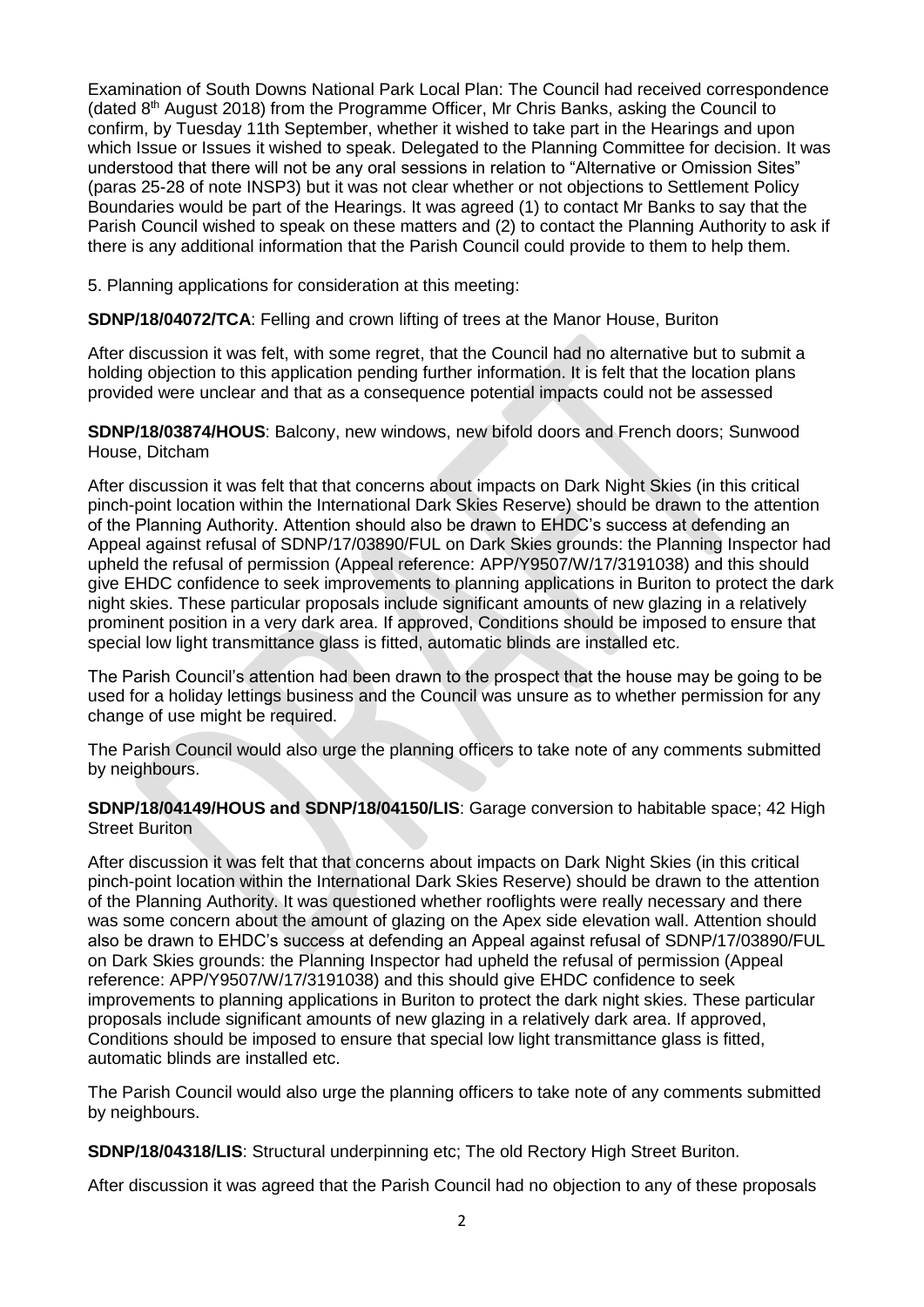Examination of South Downs National Park Local Plan: The Council had received correspondence (dated 8th August 2018) from the Programme Officer, Mr Chris Banks, asking the Council to confirm, by Tuesday 11th September, whether it wished to take part in the Hearings and upon which Issue or Issues it wished to speak. Delegated to the Planning Committee for decision. It was understood that there will not be any oral sessions in relation to "Alternative or Omission Sites" (paras 25-28 of note INSP3) but it was not clear whether or not objections to Settlement Policy Boundaries would be part of the Hearings. It was agreed (1) to contact Mr Banks to say that the Parish Council wished to speak on these matters and (2) to contact the Planning Authority to ask if there is any additional information that the Parish Council could provide to them to help them.

5. Planning applications for consideration at this meeting:

**SDNP/18/04072/TCA**: Felling and crown lifting of trees at the Manor House, Buriton

After discussion it was felt, with some regret, that the Council had no alternative but to submit a holding objection to this application pending further information. It is felt that the location plans provided were unclear and that as a consequence potential impacts could not be assessed

**SDNP/18/03874/HOUS**: Balcony, new windows, new bifold doors and French doors; Sunwood House, Ditcham

After discussion it was felt that that concerns about impacts on Dark Night Skies (in this critical pinch-point location within the International Dark Skies Reserve) should be drawn to the attention of the Planning Authority. Attention should also be drawn to EHDC's success at defending an Appeal against refusal of SDNP/17/03890/FUL on Dark Skies grounds: the Planning Inspector had upheld the refusal of permission (Appeal reference: APP/Y9507/W/17/3191038) and this should give EHDC confidence to seek improvements to planning applications in Buriton to protect the dark night skies. These particular proposals include significant amounts of new glazing in a relatively prominent position in a very dark area. If approved, Conditions should be imposed to ensure that special low light transmittance glass is fitted, automatic blinds are installed etc.

The Parish Council's attention had been drawn to the prospect that the house may be going to be used for a holiday lettings business and the Council was unsure as to whether permission for any change of use might be required.

The Parish Council would also urge the planning officers to take note of any comments submitted by neighbours.

**SDNP/18/04149/HOUS and SDNP/18/04150/LIS**: Garage conversion to habitable space; 42 High Street Buriton

After discussion it was felt that that concerns about impacts on Dark Night Skies (in this critical pinch-point location within the International Dark Skies Reserve) should be drawn to the attention of the Planning Authority. It was questioned whether rooflights were really necessary and there was some concern about the amount of glazing on the Apex side elevation wall. Attention should also be drawn to EHDC's success at defending an Appeal against refusal of SDNP/17/03890/FUL on Dark Skies grounds: the Planning Inspector had upheld the refusal of permission (Appeal reference: APP/Y9507/W/17/3191038) and this should give EHDC confidence to seek improvements to planning applications in Buriton to protect the dark night skies. These particular proposals include significant amounts of new glazing in a relatively dark area. If approved, Conditions should be imposed to ensure that special low light transmittance glass is fitted, automatic blinds are installed etc.

The Parish Council would also urge the planning officers to take note of any comments submitted by neighbours.

**SDNP/18/04318/LIS**: Structural underpinning etc; The old Rectory High Street Buriton.

After discussion it was agreed that the Parish Council had no objection to any of these proposals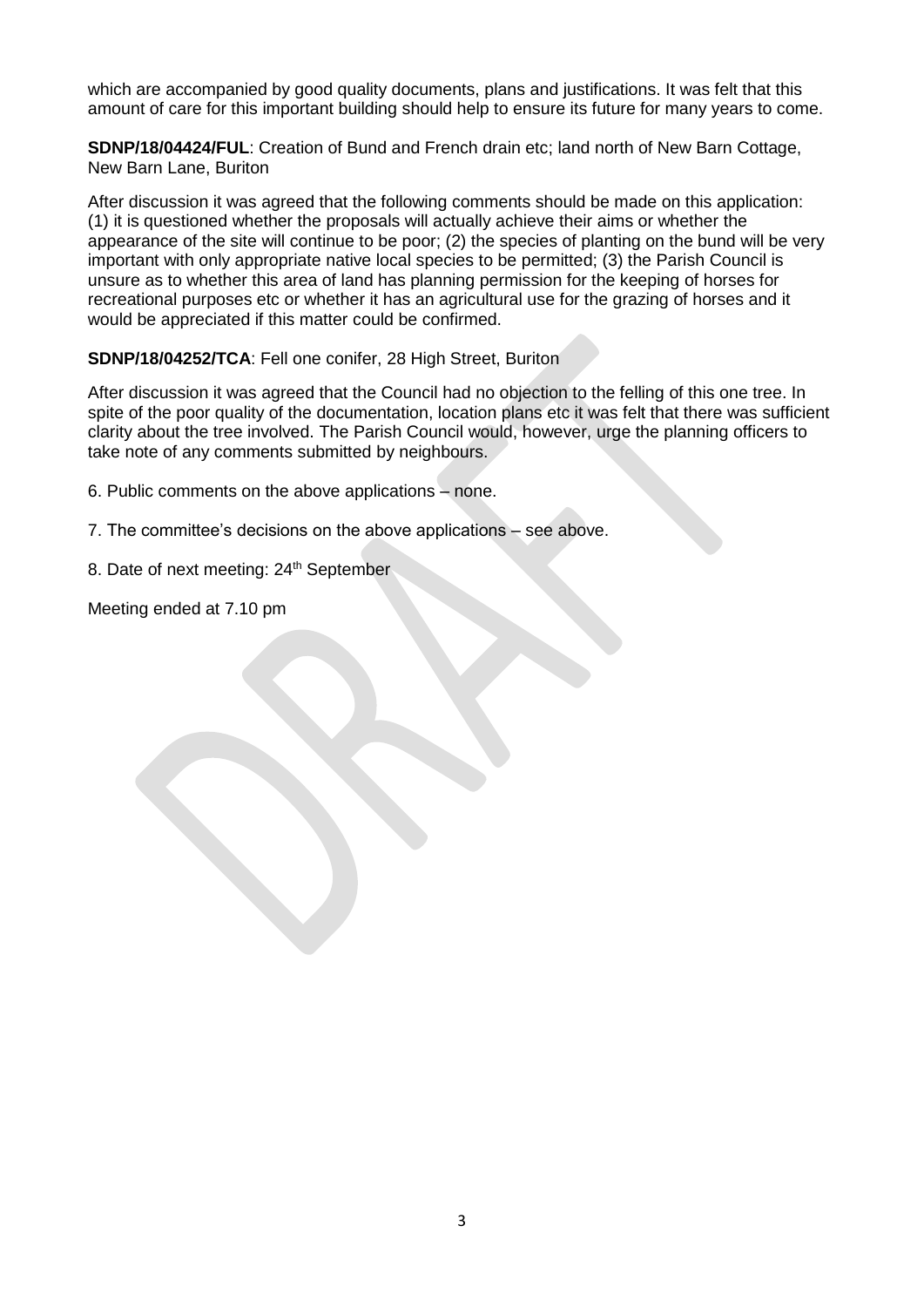which are accompanied by good quality documents, plans and justifications. It was felt that this amount of care for this important building should help to ensure its future for many years to come.

**SDNP/18/04424/FUL**: Creation of Bund and French drain etc; land north of New Barn Cottage, New Barn Lane, Buriton

After discussion it was agreed that the following comments should be made on this application: (1) it is questioned whether the proposals will actually achieve their aims or whether the appearance of the site will continue to be poor; (2) the species of planting on the bund will be very important with only appropriate native local species to be permitted; (3) the Parish Council is unsure as to whether this area of land has planning permission for the keeping of horses for recreational purposes etc or whether it has an agricultural use for the grazing of horses and it would be appreciated if this matter could be confirmed.

**SDNP/18/04252/TCA**: Fell one conifer, 28 High Street, Buriton

After discussion it was agreed that the Council had no objection to the felling of this one tree. In spite of the poor quality of the documentation, location plans etc it was felt that there was sufficient clarity about the tree involved. The Parish Council would, however, urge the planning officers to take note of any comments submitted by neighbours.

6. Public comments on the above applications – none.

7. The committee's decisions on the above applications – see above.

8. Date of next meeting: 24th September

Meeting ended at 7.10 pm